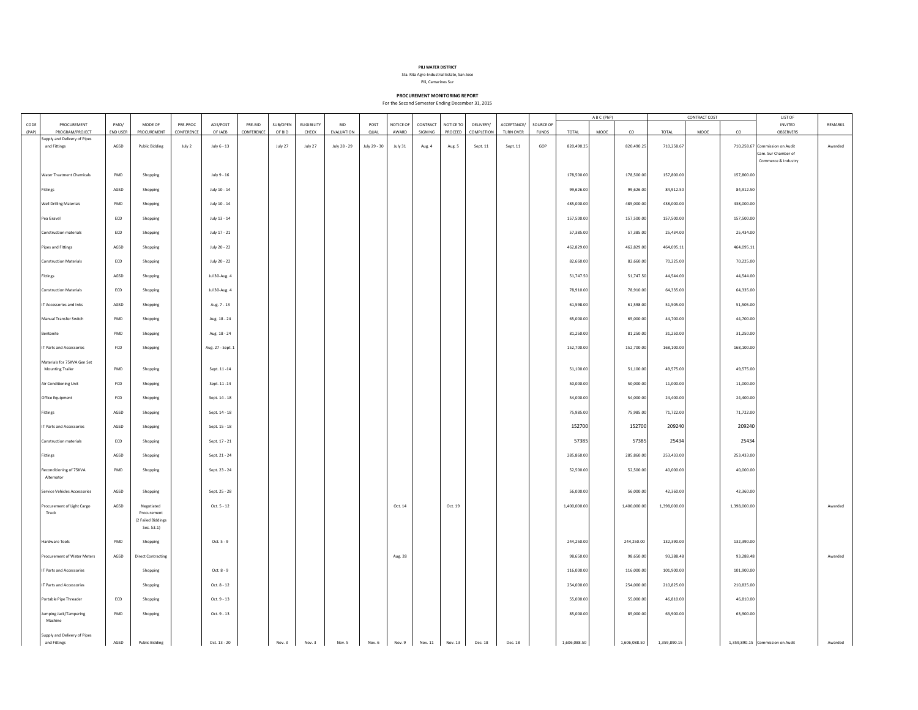**PILI WATER DISTRICT**

Sta. Rita Agro-Industrial Estate, San Jose

Pili, Camarines Sur

**PROCUREMENT MONITORING REPORT**

For the Second Semester Ending December 31, 2015

| CODE (PAP) | PROCUREMENT PROGRAM/PROJECT | PMO/ END USER | MODE OF PROCUREMENT | PRE-PROC CONFERENCE | ADS/POST OF IAEB | PRE-BID CONFERENCE | SUB/OPEN OF BID | ELIGIBILITY CHECK | BID EVALUATION | POST QUAL | NOTICE OF AWARD | CONTRACT SIGNING | NOTICE TO PROCEED | DELIVERY/ COMPLETION | ACCEPTANCE/ TURN OVER | SOURCE OF FUNDS | A B C (PhP) TOTAL | A B C (PhP) MOOE | A B C (PhP) CO | CONTRACT COST TOTAL | CONTRACT COST MOOE | CONTRACT COST CO | LIST OF INVITED OBSERVERS | REMARKS |
|---|---|---|---|---|---|---|---|---|---|---|---|---|---|---|---|---|---|---|---|---|---|---|---|---|
| | Supply and Delivery of Pipes and Fittings | AGSD | Public Bidding | July 2 | July 6 - 13 | | July 27 | July 27 | July 28 - 29 | July 29 - 30 | July 31 | Aug. 4 | Aug. 5 | Sept. 11 | Sept. 11 | GOP | 820,490.25 | | 820,490.25 | 710,258.67 | | 710,258.67 | Commission on Audit Cam. Sur Chamber of Commerce & Industry | Awarded |
| | Water Treatment Chemicals | PMD | Shopping | | July 9 - 16 | | | | | | | | | | | | 178,500.00 | | 178,500.00 | 157,800.00 | | 157,800.00 | | |
| | Fittings | AGSD | Shopping | | July 10 - 14 | | | | | | | | | | | | 99,626.00 | | 99,626.00 | 84,912.50 | | 84,912.50 | | |
| | Well Drilling Materials | PMD | Shopping | | July 10 - 14 | | | | | | | | | | | | 485,000.00 | | 485,000.00 | 438,000.00 | | 438,000.00 | | |
| | Pea Gravel | ECD | Shopping | | July 13 - 14 | | | | | | | | | | | | 157,500.00 | | 157,500.00 | 157,500.00 | | 157,500.00 | | |
| | Construction materials | ECD | Shopping | | July 17 - 21 | | | | | | | | | | | | 57,385.00 | | 57,385.00 | 25,434.00 | | 25,434.00 | | |
| | Pipes and Fittings | AGSD | Shopping | | July 20 - 22 | | | | | | | | | | | | 462,829.00 | | 462,829.00 | 464,095.11 | | 464,095.11 | | |
| | Construction Materials | ECD | Shopping | | July 20 - 22 | | | | | | | | | | | | 82,660.00 | | 82,660.00 | 70,225.00 | | 70,225.00 | | |
| | Fittings | AGSD | Shopping | | Jul 30-Aug. 4 | | | | | | | | | | | | 51,747.50 | | 51,747.50 | 44,544.00 | | 44,544.00 | | |
| | Construction Materials | ECD | Shopping | | Jul 30-Aug. 4 | | | | | | | | | | | | 78,910.00 | | 78,910.00 | 64,335.00 | | 64,335.00 | | |
| | IT Accessories and Inks | AGSD | Shopping | | Aug. 7 - 13 | | | | | | | | | | | | 61,598.00 | | 61,598.00 | 51,505.00 | | 51,505.00 | | |
| | Manual Transfer Switch | PMD | Shopping | | Aug. 18 - 24 | | | | | | | | | | | | 65,000.00 | | 65,000.00 | 44,700.00 | | 44,700.00 | | |
| | Bentonite | PMD | Shopping | | Aug. 18 - 24 | | | | | | | | | | | | 81,250.00 | | 81,250.00 | 31,250.00 | | 31,250.00 | | |
| | IT Parts and Accessories | FCD | Shopping | | Aug. 27 - Sept. 1 | | | | | | | | | | | | 152,700.00 | | 152,700.00 | 168,100.00 | | 168,100.00 | | |
| | Materials for 75KVA Gen Set Mounting Trailer | PMD | Shopping | | Sept. 11 -14 | | | | | | | | | | | | 51,100.00 | | 51,100.00 | 49,575.00 | | 49,575.00 | | |
| | Air Conditioning Unit | FCD | Shopping | | Sept. 11 -14 | | | | | | | | | | | | 50,000.00 | | 50,000.00 | 11,000.00 | | 11,000.00 | | |
| | Office Equipment | FCD | Shopping | | Sept. 14 - 18 | | | | | | | | | | | | 54,000.00 | | 54,000.00 | 24,400.00 | | 24,400.00 | | |
| | Fittings | AGSD | Shopping | | Sept. 14 - 18 | | | | | | | | | | | | 75,985.00 | | 75,985.00 | 71,722.00 | | 71,722.00 | | |
| | IT Parts and Accessories | AGSD | Shopping | | Sept. 15 - 18 | | | | | | | | | | | | 152700 | | 152700 | 209240 | | 209240 | | |
| | Construction materials | ECD | Shopping | | Sept. 17 - 21 | | | | | | | | | | | | 57385 | | 57385 | 25434 | | 25434 | | |
| | Fittings | AGSD | Shopping | | Sept. 21 - 24 | | | | | | | | | | | | 285,860.00 | | 285,860.00 | 253,433.00 | | 253,433.00 | | |
| | Reconditioning of 75KVA Alternator | PMD | Shopping | | Sept. 23 - 24 | | | | | | | | | | | | 52,500.00 | | 52,500.00 | 40,000.00 | | 40,000.00 | | |
| | Service Vehicles Accessories | AGSD | Shopping | | Sept. 25 - 28 | | | | | | | | | | | | 56,000.00 | | 56,000.00 | 42,360.00 | | 42,360.00 | | |
| | Procurement of Light Cargo Truck | AGSD | Negotiated Procurement (2 Failed Biddings Sec. 53.1) | | Oct. 5 - 12 | | | | | | Oct. 14 | | Oct. 19 | | | | 1,400,000.00 | | 1,400,000.00 | 1,398,000.00 | | 1,398,000.00 | | Awarded |
| | Hardware Tools | PMD | Shopping | | Oct. 5 - 9 | | | | | | | | | | | | 244,250.00 | | 244,250.00 | 132,390.00 | | 132,390.00 | | |
| | Procurement of Water Meters | AGSD | Direct Contracting | | | | | | | | Aug. 28 | | | | | | 98,650.00 | | 98,650.00 | 93,288.48 | | 93,288.48 | | Awarded |
| | IT Parts and Accessories | | Shopping | | Oct. 8 - 9 | | | | | | | | | | | | 116,000.00 | | 116,000.00 | 101,900.00 | | 101,900.00 | | |
| | IT Parts and Accessories | | Shopping | | Oct. 8 - 12 | | | | | | | | | | | | 254,000.00 | | 254,000.00 | 210,825.00 | | 210,825.00 | | |
| | Portable Pipe Threader | ECD | Shopping | | Oct. 9 - 13 | | | | | | | | | | | | 55,000.00 | | 55,000.00 | 46,810.00 | | 46,810.00 | | |
| | Jumping Jack/Tampering Machine | PMD | Shopping | | Oct. 9 - 13 | | | | | | | | | | | | 85,000.00 | | 85,000.00 | 63,900.00 | | 63,900.00 | | |
| | Supply and Delivery of Pipes and Fittings | AGSD | Public Bidding | | Oct. 13 - 20 | | Nov. 3 | Nov. 3 | Nov. 5 | Nov. 6 | Nov. 9 | Nov. 11 | Nov. 13 | Dec. 18 | Dec. 18 | | 1,606,088.50 | | 1,606,088.50 | 1,359,890.15 | | 1,359,890.15 | Commission on Audit | Awarded |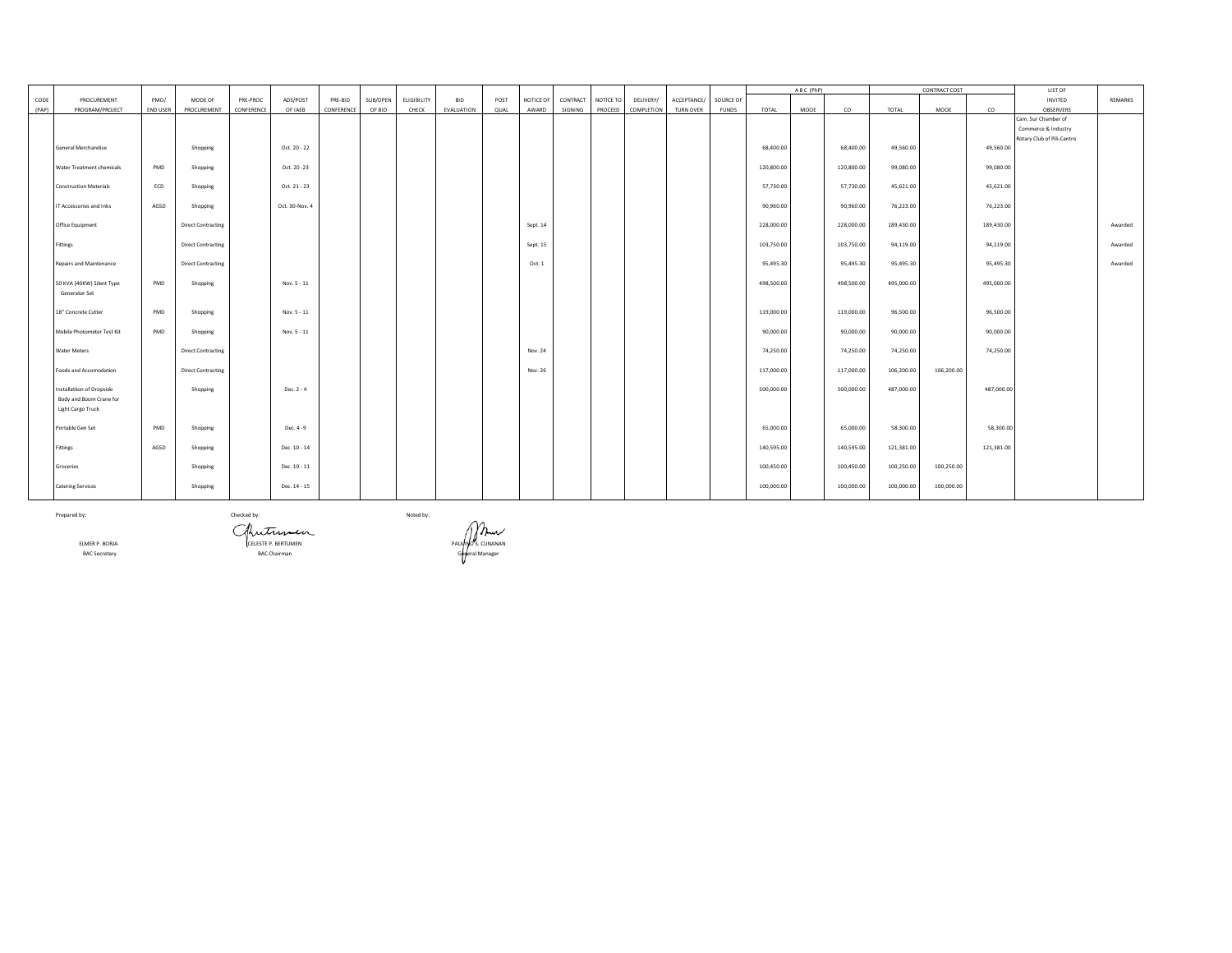| CODE (PAP) | PROCUREMENT PROGRAM/PROJECT | PMO/ END USER | MODE OF PROCUREMENT | PRE-PROC CONFERENCE | ADS/POST OF IAEB | PRE-BID CONFERENCE | SUB/OPEN OF BID | ELIGIBILITY CHECK | BID EVALUATION | POST QUAL | NOTICE OF AWARD | CONTRACT SIGNING | NOTICE TO PROCEED | DELIVERY/ COMPLETION | ACCEPTANCE/ TURN OVER | SOURCE OF FUNDS | A B C (PhP) | | | CONTRACT COST | | | LIST OF INVITED OBSERVERS | REMARKS |
|---|---|---|---|---|---|---|---|---|---|---|---|---|---|---|---|---|---|---|---|---|---|---|---|---|
| | | | | | | | | | | | | | | | | | TOTAL | MOOE | CO | TOTAL | MOOE | CO | | |
| | | | | | | | | | | | | | | | | | | | | | | | Cam. Sur Chamber of Commerce & Industry Rotary Club of Pili-Centro | |
| | General Merchandise | | Shopping | | Oct. 20 - 22 | | | | | | | | | | | | 68,400.00 | | 68,400.00 | 49,560.00 | | 49,560.00 | | |
| | Water Treatment chemicals | PMD | Shopping | | Oct. 20 -23 | | | | | | | | | | | | 120,800.00 | | 120,800.00 | 99,080.00 | | 99,080.00 | | |
| | Construction Materials | ECD | Shopping | | Oct. 21 - 23 | | | | | | | | | | | | 57,730.00 | | 57,730.00 | 45,621.00 | | 45,621.00 | | |
| | IT Accessories and Inks | AGSD | Shopping | | Oct. 30-Nov. 4 | | | | | | | | | | | | 90,960.00 | | 90,960.00 | 76,223.00 | | 76,223.00 | | |
| | Office Equipment | | Direct Contracting | | | | | | | | Sept. 14 | | | | | | 228,000.00 | | 228,000.00 | 189,430.00 | | 189,430.00 | | Awarded |
| | Fittings | | Direct Contracting | | | | | | | | Sept. 15 | | | | | | 103,750.00 | | 103,750.00 | 94,119.00 | | 94,119.00 | | Awarded |
| | Repairs and Maintenance | | Direct Contracting | | | | | | | | Oct. 1 | | | | | | 95,495.30 | | 95,495.30 | 95,495.30 | | 95,495.30 | | Awarded |
| | 50 KVA (40KW) Silent Type Generator Set | PMD | Shopping | | Nov. 5 - 11 | | | | | | | | | | | | 498,500.00 | | 498,500.00 | 495,000.00 | | 495,000.00 | | |
| | 18" Concrete Cutter | PMD | Shopping | | Nov. 5 - 11 | | | | | | | | | | | | 119,000.00 | | 119,000.00 | 96,500.00 | | 96,500.00 | | |
| | Mobile Photometer Test Kit | PMD | Shopping | | Nov. 5 - 11 | | | | | | | | | | | | 90,000.00 | | 90,000.00 | 90,000.00 | | 90,000.00 | | |
| | Water Meters | | Direct Contracting | | | | | | | | Nov. 24 | | | | | | 74,250.00 | | 74,250.00 | 74,250.00 | | 74,250.00 | | |
| | Foods and Accomodation | | Direct Contracting | | | | | | | | Nov. 26 | | | | | | 117,000.00 | | 117,000.00 | 106,200.00 | 106,200.00 | | | |
| | Installation of Dropside Body and Boom Crane for Light Cargo Truck | | Shopping | | Dec. 2 - 4 | | | | | | | | | | | | 500,000.00 | | 500,000.00 | 487,000.00 | | 487,000.00 | | |
| | Portable Gen Set | PMD | Shopping | | Dec. 4 -9 | | | | | | | | | | | | 65,000.00 | | 65,000.00 | 58,300.00 | | 58,300.00 | | |
| | Fittings | AGSD | Shopping | | Dec. 10 - 14 | | | | | | | | | | | | 140,595.00 | | 140,595.00 | 121,381.00 | | 121,381.00 | | |
| | Groceries | | Shopping | | Dec. 10 - 11 | | | | | | | | | | | | 100,450.00 | | 100,450.00 | 100,250.00 | 100,250.00 | | | |
| | Catering Services | | Shopping | | Dec. 14 - 15 | | | | | | | | | | | | 100,000.00 | | 100,000.00 | 100,000.00 | 100,000.00 | | | |

Prepared by:

ELMER P. BORJA
BAC Secretary

Checked by:

CELESTE P. BERTUMEN
BAC Chairman

Noted by:

PAULINO S. CUNANAN
General Manager